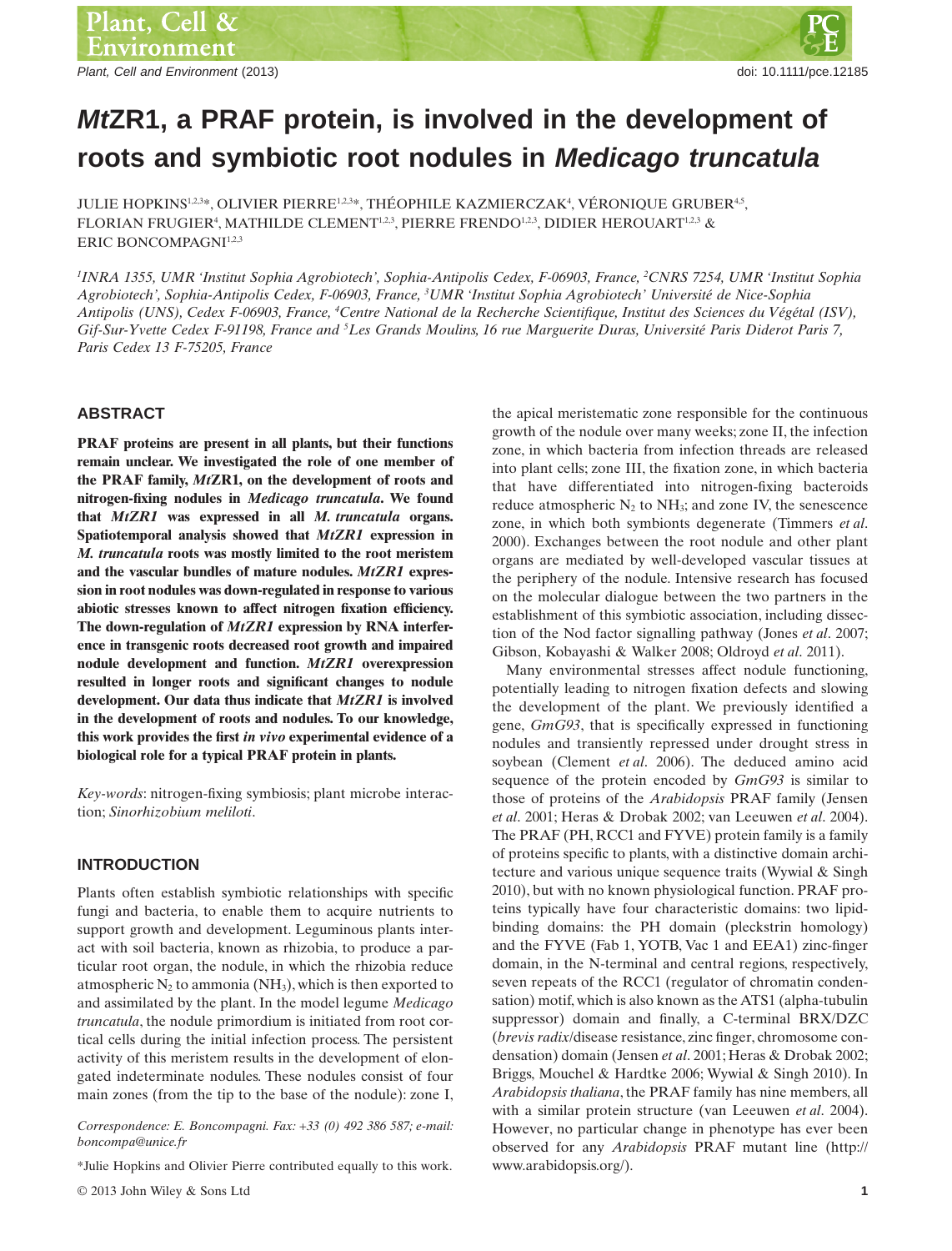# *Mt*ZR1, a PRAF protein, is involved in the development of roots and symbiotic root nodules in *Medicago truncatula*

JULIE HOPKINS[1,2,3]*, OLIVIER PIERRE[1,2,3]*, THÉOPHILE KAZMIERCZAK[4], VÉRONIQUE GRUBER[4,5], FLORIAN FRUGIER[4], MATHILDE CLEMENT[1,2,3], PIERRE FRENDO[1,2,3], DIDIER HEROUART[1,2,3] & ERIC BONCOMPAGNI[1,2,3]

[1]*INRA 1355, UMR 'Institut Sophia Agrobiotech', Sophia-Antipolis Cedex, F-06903, France,* [2]*CNRS 7254, UMR 'Institut Sophia Agrobiotech', Sophia-Antipolis Cedex, F-06903, France,* [3]*UMR 'Institut Sophia Agrobiotech' Université de Nice-Sophia Antipolis (UNS), Cedex F-06903, France,* [4]*Centre National de la Recherche Scientifique, Institut des Sciences du Végétal (ISV), Gif-Sur-Yvette Cedex F-91198, France and* [5]*Les Grands Moulins, 16 rue Marguerite Duras, Université Paris Diderot Paris 7, Paris Cedex 13 F-75205, France*

## ABSTRACT

**PRAF proteins are present in all plants, but their functions remain unclear. We investigated the role of one member of the PRAF family, *Mt*ZR1, on the development of roots and nitrogen-fixing nodules in *Medicago truncatula*. We found that *MtZR1* was expressed in all *M. truncatula* organs. Spatiotemporal analysis showed that *MtZR1* expression in *M. truncatula* roots was mostly limited to the root meristem and the vascular bundles of mature nodules. *MtZR1* expression in root nodules was down-regulated in response to various abiotic stresses known to affect nitrogen fixation efficiency. The down-regulation of *MtZR1* expression by RNA interference in transgenic roots decreased root growth and impaired nodule development and function. *MtZR1* overexpression resulted in longer roots and significant changes to nodule development. Our data thus indicate that *MtZR1* is involved in the development of roots and nodules. To our knowledge, this work provides the first *in vivo* experimental evidence of a biological role for a typical PRAF protein in plants.**

*Key-words*: nitrogen-fixing symbiosis; plant microbe interaction; *Sinorhizobium meliloti*.

## INTRODUCTION

Plants often establish symbiotic relationships with specific fungi and bacteria, to enable them to acquire nutrients to support growth and development. Leguminous plants interact with soil bacteria, known as rhizobia, to produce a particular root organ, the nodule, in which the rhizobia reduce atmospheric $N_2$ to ammonia ($NH_3$), which is then exported to and assimilated by the plant. In the model legume *Medicago truncatula*, the nodule primordium is initiated from root cortical cells during the initial infection process. The persistent activity of this meristem results in the development of elongated indeterminate nodules. These nodules consist of four main zones (from the tip to the base of the nodule): zone I, the apical meristematic zone responsible for the continuous growth of the nodule over many weeks; zone II, the infection zone, in which bacteria from infection threads are released into plant cells; zone III, the fixation zone, in which bacteria that have differentiated into nitrogen-fixing bacteroids reduce atmospheric $N_2$ to $NH_3$; and zone IV, the senescence zone, in which both symbionts degenerate (Timmers *et al*. 2000). Exchanges between the root nodule and other plant organs are mediated by well-developed vascular tissues at the periphery of the nodule. Intensive research has focused on the molecular dialogue between the two partners in the establishment of this symbiotic association, including dissection of the Nod factor signalling pathway (Jones *et al*. 2007; Gibson, Kobayashi & Walker 2008; Oldroyd *et al*. 2011).

Many environmental stresses affect nodule functioning, potentially leading to nitrogen fixation defects and slowing the development of the plant. We previously identified a gene, *GmG93*, that is specifically expressed in functioning nodules and transiently repressed under drought stress in soybean (Clement *et al*. 2006). The deduced amino acid sequence of the protein encoded by *GmG93* is similar to those of proteins of the *Arabidopsis* PRAF family (Jensen *et al*. 2001; Heras & Drobak 2002; van Leeuwen *et al*. 2004). The PRAF (PH, RCC1 and FYVE) protein family is a family of proteins specific to plants, with a distinctive domain architecture and various unique sequence traits (Wywial & Singh 2010), but with no known physiological function. PRAF proteins typically have four characteristic domains: two lipid-binding domains: the PH domain (pleckstrin homology) and the FYVE (Fab 1, YOTB, Vac 1 and EEA1) zinc-finger domain, in the N-terminal and central regions, respectively, seven repeats of the RCC1 (regulator of chromatin condensation) motif, which is also known as the ATS1 (alpha-tubulin suppressor) domain and finally, a C-terminal BRX/DZC (*brevis radix*/disease resistance, zinc finger, chromosome condensation) domain (Jensen *et al*. 2001; Heras & Drobak 2002; Briggs, Mouchel & Hardtke 2006; Wywial & Singh 2010). In *Arabidopsis thaliana*, the PRAF family has nine members, all with a similar protein structure (van Leeuwen *et al*. 2004). However, no particular change in phenotype has ever been observed for any *Arabidopsis* PRAF mutant line (http://www.arabidopsis.org/).

Correspondence: E. Boncompagni. Fax: +33 (0) 492 386 587; e-mail: boncompa@unice.fr

*Julie Hopkins and Olivier Pierre contributed equally to this work.

© 2013 John Wiley & Sons Ltd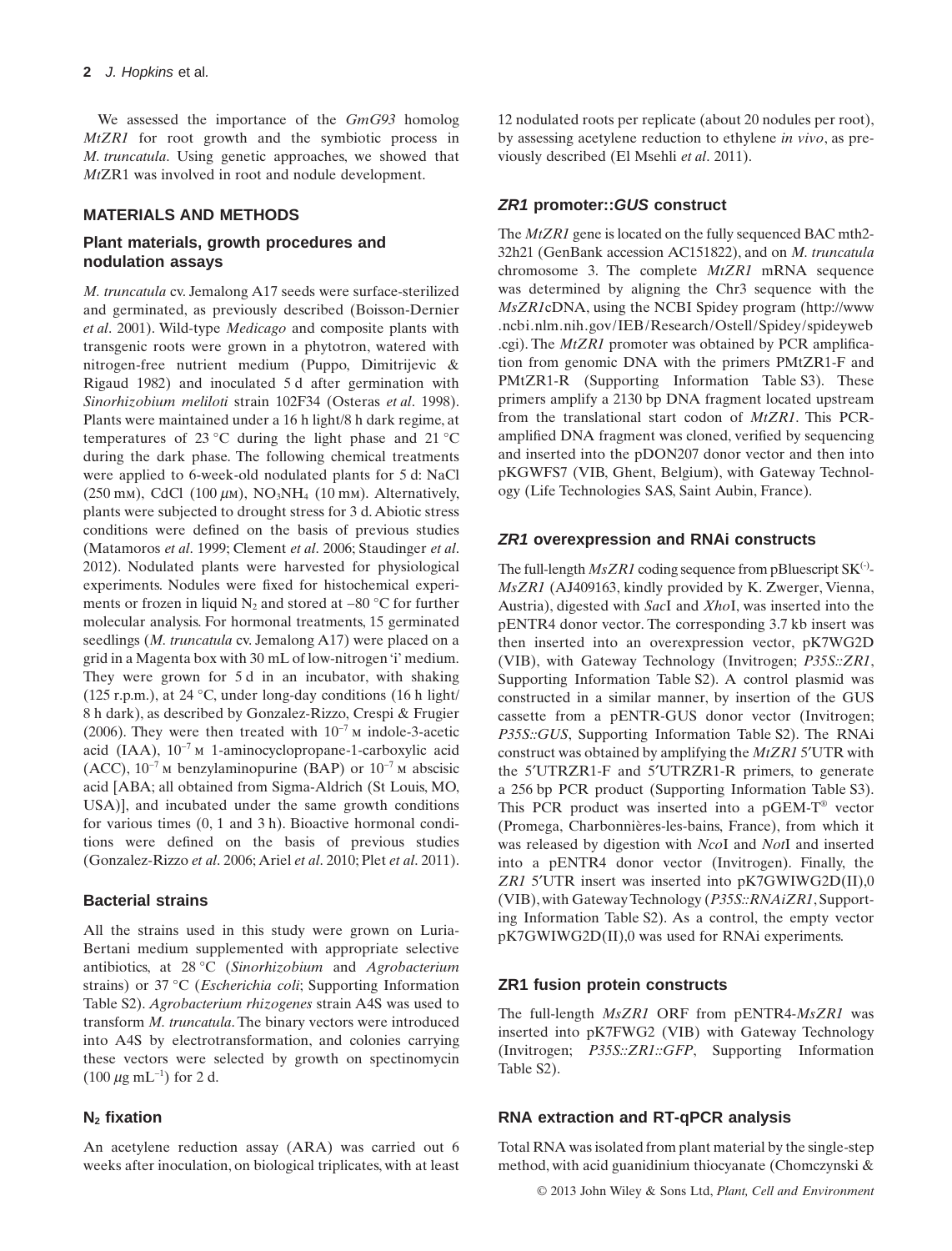We assessed the importance of the *GmG93* homolog *MtZR1* for root growth and the symbiotic process in *M. truncatula*. Using genetic approaches, we showed that *Mt*ZR1 was involved in root and nodule development.

## MATERIALS AND METHODS

### Plant materials, growth procedures and nodulation assays

*M. truncatula* cv. Jemalong A17 seeds were surface-sterilized and germinated, as previously described (Boisson-Dernier *et al*. 2001). Wild-type *Medicago* and composite plants with transgenic roots were grown in a phytotron, watered with nitrogen-free nutrient medium (Puppo, Dimitrijevic & Rigaud 1982) and inoculated 5 d after germination with *Sinorhizobium meliloti* strain 102F34 (Osteras *et al*. 1998). Plants were maintained under a 16 h light/8 h dark regime, at temperatures of 23 °C during the light phase and 21 °C during the dark phase. The following chemical treatments were applied to 6-week-old nodulated plants for 5 d: NaCl (250 mM), CdCl (100 $\mu$M), $NO_3NH_4$ (10 mM). Alternatively, plants were subjected to drought stress for 3 d. Abiotic stress conditions were defined on the basis of previous studies (Matamoros *et al*. 1999; Clement *et al*. 2006; Staudinger *et al*. 2012). Nodulated plants were harvested for physiological experiments. Nodules were fixed for histochemical experiments or frozen in liquid $N_2$ and stored at −80 °C for further molecular analysis. For hormonal treatments, 15 germinated seedlings (*M. truncatula* cv. Jemalong A17) were placed on a grid in a Magenta box with 30 mL of low-nitrogen 'i' medium. They were grown for 5 d in an incubator, with shaking (125 r.p.m.), at 24 °C, under long-day conditions (16 h light/8 h dark), as described by Gonzalez-Rizzo, Crespi & Frugier (2006). They were then treated with $10^{-7}$ M indole-3-acetic acid (IAA), $10^{-7}$ M 1-aminocyclopropane-1-carboxylic acid (ACC), $10^{-7}$ M benzylaminopurine (BAP) or $10^{-7}$ M abscisic acid [ABA; all obtained from Sigma-Aldrich (St Louis, MO, USA)], and incubated under the same growth conditions for various times (0, 1 and 3 h). Bioactive hormonal conditions were defined on the basis of previous studies (Gonzalez-Rizzo *et al*. 2006; Ariel *et al*. 2010; Plet *et al*. 2011).

### Bacterial strains

All the strains used in this study were grown on Luria-Bertani medium supplemented with appropriate selective antibiotics, at 28 °C (*Sinorhizobium* and *Agrobacterium* strains) or 37 °C (*Escherichia coli*; Supporting Information Table S2). *Agrobacterium rhizogenes* strain A4S was used to transform *M. truncatula*. The binary vectors were introduced into A4S by electrotransformation, and colonies carrying these vectors were selected by growth on spectinomycin (100 $\mu$g mL$^{-1}$) for 2 d.

### $N_2$ fixation

An acetylene reduction assay (ARA) was carried out 6 weeks after inoculation, on biological triplicates, with at least 12 nodulated roots per replicate (about 20 nodules per root), by assessing acetylene reduction to ethylene *in vivo*, as previously described (El Msehli *et al*. 2011).

### *ZR1* promoter::*GUS* construct

The *MtZR1* gene is located on the fully sequenced BAC mth2-32h21 (GenBank accession AC151822), and on *M. truncatula* chromosome 3. The complete *MtZR1* mRNA sequence was determined by aligning the Chr3 sequence with the *MsZR1*cDNA, using the NCBI Spidey program (http://www.ncbi.nlm.nih.gov/IEB/Research/Ostell/Spidey/spideyweb.cgi). The *MtZR1* promoter was obtained by PCR amplification from genomic DNA with the primers PMtZR1-F and PMtZR1-R (Supporting Information Table S3). These primers amplify a 2130 bp DNA fragment located upstream from the translational start codon of *MtZR1*. This PCR-amplified DNA fragment was cloned, verified by sequencing and inserted into the pDON207 donor vector and then into pKGWFS7 (VIB, Ghent, Belgium), with Gateway Technology (Life Technologies SAS, Saint Aubin, France).

### *ZR1* overexpression and RNAi constructs

The full-length *MsZR1* coding sequence from pBluescript SK$^{(-)}$-*MsZR1* (AJ409163, kindly provided by K. Zwerger, Vienna, Austria), digested with *Sac*I and *Xho*I, was inserted into the pENTR4 donor vector. The corresponding 3.7 kb insert was then inserted into an overexpression vector, pK7WG2D (VIB), with Gateway Technology (Invitrogen; *P35S::ZR1*, Supporting Information Table S2). A control plasmid was constructed in a similar manner, by insertion of the GUS cassette from a pENTR-GUS donor vector (Invitrogen; *P35S::GUS*, Supporting Information Table S2). The RNAi construct was obtained by amplifying the *MtZR1* 5′UTR with the 5′UTRZR1-F and 5′UTRZR1-R primers, to generate a 256 bp PCR product (Supporting Information Table S3). This PCR product was inserted into a pGEM-T® vector (Promega, Charbonnières-les-bains, France), from which it was released by digestion with *Nco*I and *Not*I and inserted into a pENTR4 donor vector (Invitrogen). Finally, the *ZR1* 5′UTR insert was inserted into pK7GWIWG2D(II),0 (VIB), with Gateway Technology (*P35S::RNAiZR1*, Supporting Information Table S2). As a control, the empty vector pK7GWIWG2D(II),0 was used for RNAi experiments.

### ZR1 fusion protein constructs

The full-length *MsZR1* ORF from pENTR4-*MsZR1* was inserted into pK7FWG2 (VIB) with Gateway Technology (Invitrogen; *P35S::ZR1::GFP*, Supporting Information Table S2).

### RNA extraction and RT-qPCR analysis

Total RNA was isolated from plant material by the single-step method, with acid guanidinium thiocyanate (Chomczynski &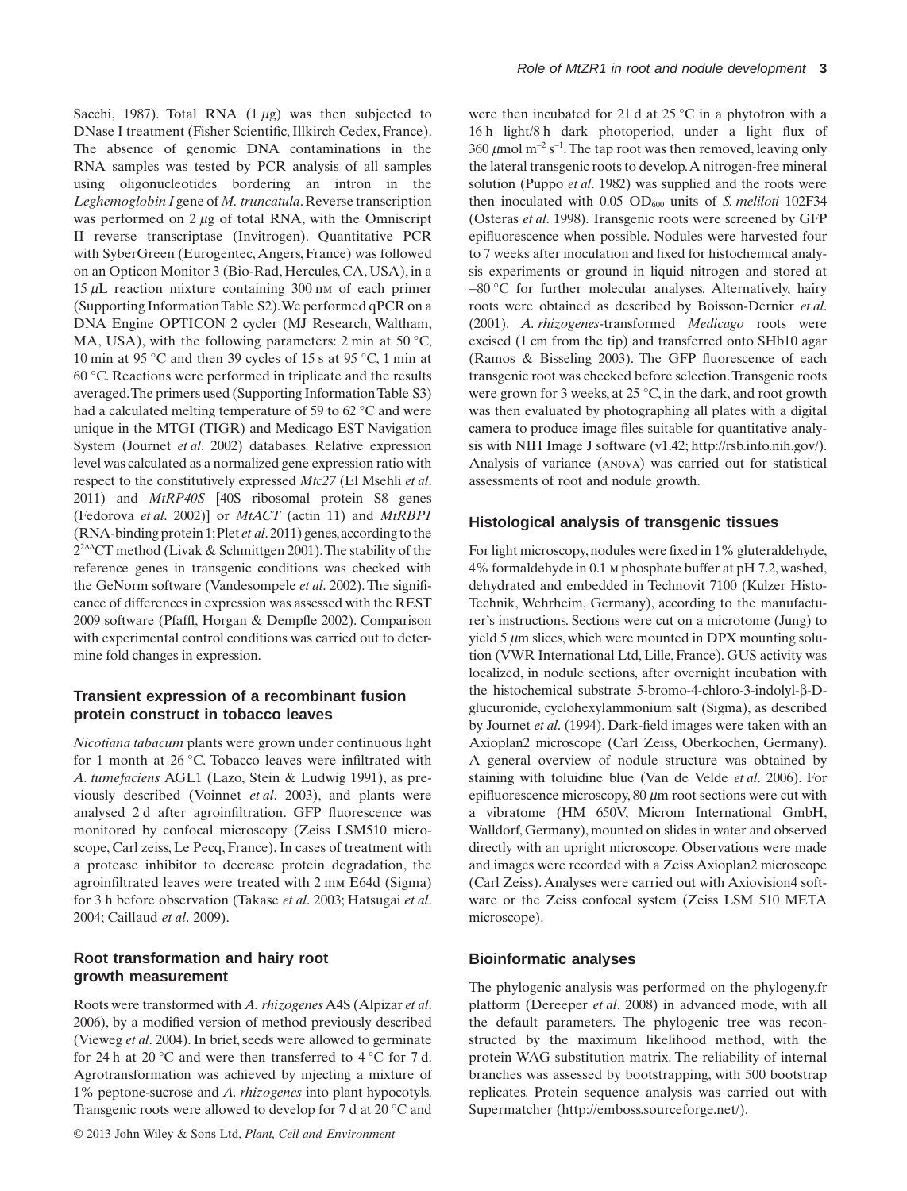Sacchi, 1987). Total RNA (1 $\mu$g) was then subjected to DNase I treatment (Fisher Scientific, Illkirch Cedex, France). The absence of genomic DNA contaminations in the RNA samples was tested by PCR analysis of all samples using oligonucleotides bordering an intron in the *Leghemoglobin I* gene of *M. truncatula*. Reverse transcription was performed on 2 $\mu$g of total RNA, with the Omniscript II reverse transcriptase (Invitrogen). Quantitative PCR with SyberGreen (Eurogentec, Angers, France) was followed on an Opticon Monitor 3 (Bio-Rad, Hercules, CA, USA), in a 15 $\mu$L reaction mixture containing 300 nM of each primer (Supporting Information Table S2). We performed qPCR on a DNA Engine OPTICON 2 cycler (MJ Research, Waltham, MA, USA), with the following parameters: 2 min at 50 °C, 10 min at 95 °C and then 39 cycles of 15 s at 95 °C, 1 min at 60 °C. Reactions were performed in triplicate and the results averaged. The primers used (Supporting Information Table S3) had a calculated melting temperature of 59 to 62 °C and were unique in the MTGI (TIGR) and Medicago EST Navigation System (Journet *et al*. 2002) databases. Relative expression level was calculated as a normalized gene expression ratio with respect to the constitutively expressed *Mtc27* (El Msehli *et al*. 2011) and *MtRP40S* [40S ribosomal protein S8 genes (Fedorova *et al*. 2002)] or *MtACT* (actin 11) and *MtRBP1* (RNA-binding protein 1; Plet *et al*. 2011) genes, according to the $2^{\Delta\Delta}$CT method (Livak & Schmittgen 2001). The stability of the reference genes in transgenic conditions was checked with the GeNorm software (Vandesompele *et al*. 2002). The significance of differences in expression was assessed with the REST 2009 software (Pfaffl, Horgan & Dempfle 2002). Comparison with experimental control conditions was carried out to determine fold changes in expression.

## Transient expression of a recombinant fusion protein construct in tobacco leaves

*Nicotiana tabacum* plants were grown under continuous light for 1 month at 26 °C. Tobacco leaves were infiltrated with *A. tumefaciens* AGL1 (Lazo, Stein & Ludwig 1991), as previously described (Voinnet *et al*. 2003), and plants were analysed 2 d after agroinfiltration. GFP fluorescence was monitored by confocal microscopy (Zeiss LSM510 microscope, Carl zeiss, Le Pecq, France). In cases of treatment with a protease inhibitor to decrease protein degradation, the agroinfiltrated leaves were treated with 2 mM E64d (Sigma) for 3 h before observation (Takase *et al*. 2003; Hatsugai *et al*. 2004; Caillaud *et al*. 2009).

## Root transformation and hairy root growth measurement

Roots were transformed with *A. rhizogenes* A4S (Alpizar *et al*. 2006), by a modified version of method previously described (Vieweg *et al*. 2004). In brief, seeds were allowed to germinate for 24 h at 20 °C and were then transferred to 4 °C for 7 d. Agrotransformation was achieved by injecting a mixture of 1% peptone-sucrose and *A. rhizogenes* into plant hypocotyls. Transgenic roots were allowed to develop for 7 d at 20 °C and were then incubated for 21 d at 25 °C in a phytotron with a 16 h light/8 h dark photoperiod, under a light flux of 360 $\mu$mol m$^{-2}$ s$^{-1}$. The tap root was then removed, leaving only the lateral transgenic roots to develop. A nitrogen-free mineral solution (Puppo *et al*. 1982) was supplied and the roots were then inoculated with 0.05 $OD_{600}$ units of *S. meliloti* 102F34 (Osteras *et al*. 1998). Transgenic roots were screened by GFP epifluorescence when possible. Nodules were harvested four to 7 weeks after inoculation and fixed for histochemical analysis experiments or ground in liquid nitrogen and stored at −80 °C for further molecular analyses. Alternatively, hairy roots were obtained as described by Boisson-Dernier *et al*. (2001). *A. rhizogenes*-transformed *Medicago* roots were excised (1 cm from the tip) and transferred onto SHb10 agar (Ramos & Bisseling 2003). The GFP fluorescence of each transgenic root was checked before selection. Transgenic roots were grown for 3 weeks, at 25 °C, in the dark, and root growth was then evaluated by photographing all plates with a digital camera to produce image files suitable for quantitative analysis with NIH Image J software (v1.42; http://rsb.info.nih.gov/). Analysis of variance (ANOVA) was carried out for statistical assessments of root and nodule growth.

## Histological analysis of transgenic tissues

For light microscopy, nodules were fixed in 1% gluteraldehyde, 4% formaldehyde in 0.1 M phosphate buffer at pH 7.2, washed, dehydrated and embedded in Technovit 7100 (Kulzer Histo-Technik, Wehrheim, Germany), according to the manufacturer's instructions. Sections were cut on a microtome (Jung) to yield 5 $\mu$m slices, which were mounted in DPX mounting solution (VWR International Ltd, Lille, France). GUS activity was localized, in nodule sections, after overnight incubation with the histochemical substrate 5-bromo-4-chloro-3-indolyl-β-D-glucuronide, cyclohexylammonium salt (Sigma), as described by Journet *et al*. (1994). Dark-field images were taken with an Axioplan2 microscope (Carl Zeiss, Oberkochen, Germany). A general overview of nodule structure was obtained by staining with toluidine blue (Van de Velde *et al*. 2006). For epifluorescence microscopy, 80 $\mu$m root sections were cut with a vibratome (HM 650V, Microm International GmbH, Walldorf, Germany), mounted on slides in water and observed directly with an upright microscope. Observations were made and images were recorded with a Zeiss Axioplan2 microscope (Carl Zeiss). Analyses were carried out with Axiovision4 software or the Zeiss confocal system (Zeiss LSM 510 META microscope).

## Bioinformatic analyses

The phylogenic analysis was performed on the phylogeny.fr platform (Dereeper *et al*. 2008) in advanced mode, with all the default parameters. The phylogenic tree was reconstructed by the maximum likelihood method, with the protein WAG substitution matrix. The reliability of internal branches was assessed by bootstrapping, with 500 bootstrap replicates. Protein sequence analysis was carried out with Supermatcher (http://emboss.sourceforge.net/).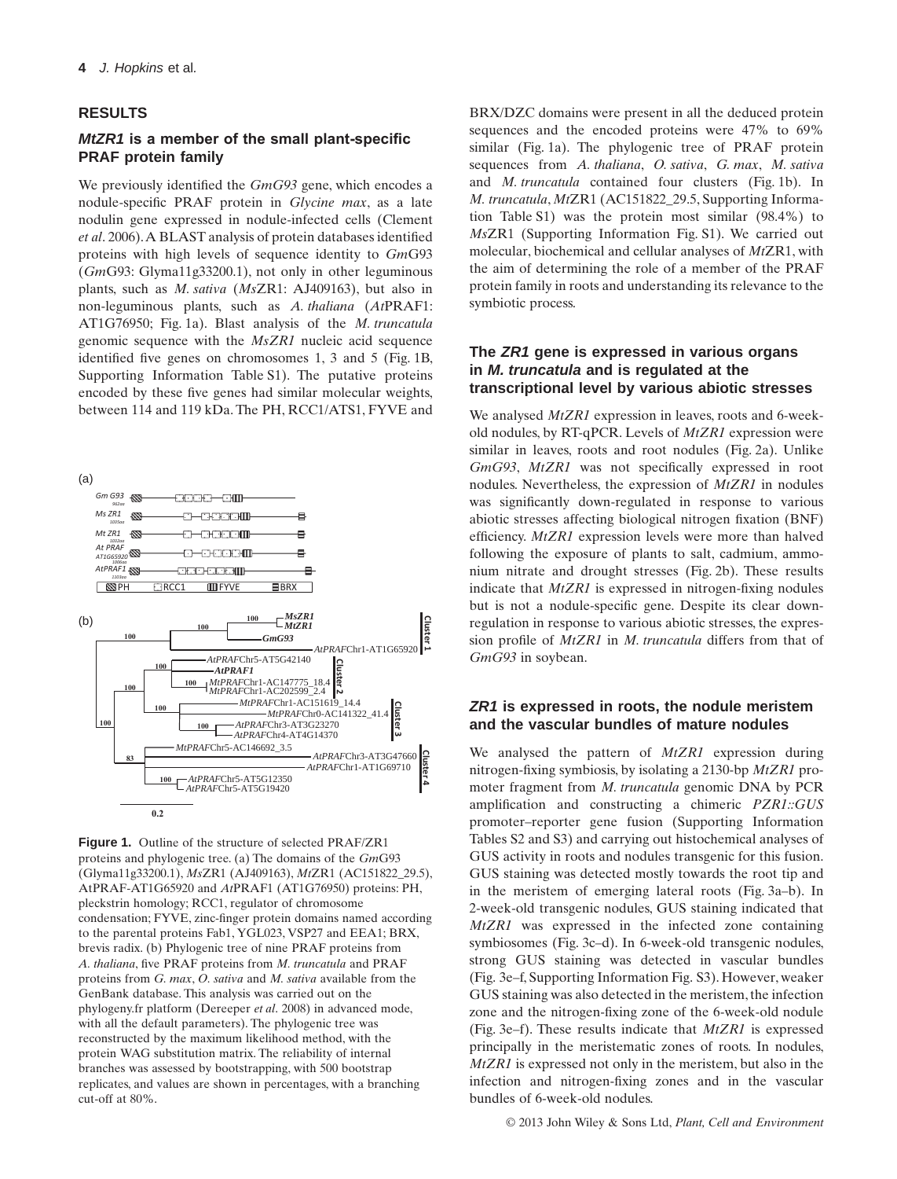## RESULTS

### *MtZR1* is a member of the small plant-specific PRAF protein family

We previously identified the *GmG93* gene, which encodes a nodule-specific PRAF protein in *Glycine max*, as a late nodulin gene expressed in nodule-infected cells (Clement *et al*. 2006). A BLAST analysis of protein databases identified proteins with high levels of sequence identity to *Gm*G93 (*Gm*G93: Glyma11g33200.1), not only in other leguminous plants, such as *M. sativa* (*Ms*ZR1: AJ409163), but also in non-leguminous plants, such as *A. thaliana* (*At*PRAF1: AT1G76950; Fig. 1a). Blast analysis of the *M. truncatula* genomic sequence with the *MsZR1* nucleic acid sequence identified five genes on chromosomes 1, 3 and 5 (Fig. 1B, Supporting Information Table S1). The putative proteins encoded by these five genes had similar molecular weights, between 114 and 119 kDa. The PH, RCC1/ATS1, FYVE and BRX/DZC domains were present in all the deduced protein sequences and the encoded proteins were 47% to 69% similar (Fig. 1a). The phylogenic tree of PRAF protein sequences from *A. thaliana*, *O. sativa*, *G. max*, *M. sativa* and *M. truncatula* contained four clusters (Fig. 1b). In *M. truncatula*, *Mt*ZR1 (AC151822_29.5, Supporting Information Table S1) was the protein most similar (98.4%) to *Ms*ZR1 (Supporting Information Fig. S1). We carried out molecular, biochemical and cellular analyses of *Mt*ZR1, with the aim of determining the role of a member of the PRAF protein family in roots and understanding its relevance to the symbiotic process.

**Figure 1.** Outline of the structure of selected PRAF/ZR1 proteins and phylogenic tree. (a) The domains of the *Gm*G93 (Glyma11g33200.1), *Ms*ZR1 (AJ409163), *Mt*ZR1 (AC151822_29.5), AtPRAF-AT1G65920 and *At*PRAF1 (AT1G76950) proteins: PH, pleckstrin homology; RCC1, regulator of chromosome condensation; FYVE, zinc-finger protein domains named according to the parental proteins Fab1, YGL023, VSP27 and EEA1; BRX, brevis radix. (b) Phylogenic tree of nine PRAF proteins from *A. thaliana*, five PRAF proteins from *M. truncatula* and PRAF proteins from *G. max*, *O. sativa* and *M. sativa* available from the GenBank database. This analysis was carried out on the phylogeny.fr platform (Dereeper *et al*. 2008) in advanced mode, with all the default parameters). The phylogenic tree was reconstructed by the maximum likelihood method, with the protein WAG substitution matrix. The reliability of internal branches was assessed by bootstrapping, with 500 bootstrap replicates, and values are shown in percentages, with a branching cut-off at 80%.

### The *ZR1* gene is expressed in various organs in *M. truncatula* and is regulated at the transcriptional level by various abiotic stresses

We analysed *MtZR1* expression in leaves, roots and 6-week-old nodules, by RT-qPCR. Levels of *MtZR1* expression were similar in leaves, roots and root nodules (Fig. 2a). Unlike *GmG93*, *MtZR1* was not specifically expressed in root nodules. Nevertheless, the expression of *MtZR1* in nodules was significantly down-regulated in response to various abiotic stresses affecting biological nitrogen fixation (BNF) efficiency. *MtZR1* expression levels were more than halved following the exposure of plants to salt, cadmium, ammonium nitrate and drought stresses (Fig. 2b). These results indicate that *MtZR1* is expressed in nitrogen-fixing nodules but is not a nodule-specific gene. Despite its clear down-regulation in response to various abiotic stresses, the expression profile of *MtZR1* in *M. truncatula* differs from that of *GmG93* in soybean.

### *ZR1* is expressed in roots, the nodule meristem and the vascular bundles of mature nodules

We analysed the pattern of *MtZR1* expression during nitrogen-fixing symbiosis, by isolating a 2130-bp *MtZR1* promoter fragment from *M. truncatula* genomic DNA by PCR amplification and constructing a chimeric *PZR1::GUS* promoter–reporter gene fusion (Supporting Information Tables S2 and S3) and carrying out histochemical analyses of GUS activity in roots and nodules transgenic for this fusion. GUS staining was detected mostly towards the root tip and in the meristem of emerging lateral roots (Fig. 3a–b). In 2-week-old transgenic nodules, GUS staining indicated that *MtZR1* was expressed in the infected zone containing symbiosomes (Fig. 3c–d). In 6-week-old transgenic nodules, strong GUS staining was detected in vascular bundles (Fig. 3e–f, Supporting Information Fig. S3). However, weaker GUS staining was also detected in the meristem, the infection zone and the nitrogen-fixing zone of the 6-week-old nodule (Fig. 3e–f). These results indicate that *MtZR1* is expressed principally in the meristematic zones of roots. In nodules, *MtZR1* is expressed not only in the meristem, but also in the infection and nitrogen-fixing zones and in the vascular bundles of 6-week-old nodules.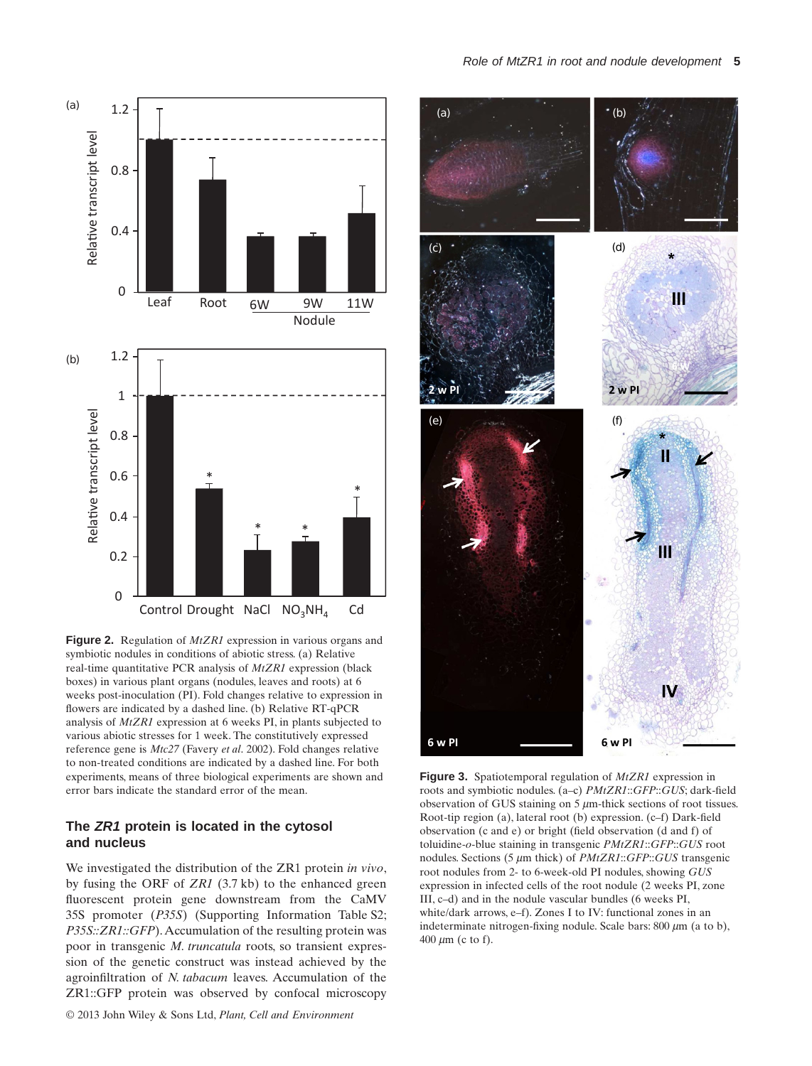**Figure 2.** Regulation of *MtZR1* expression in various organs and symbiotic nodules in conditions of abiotic stress. (a) Relative real-time quantitative PCR analysis of *MtZR1* expression (black boxes) in various plant organs (nodules, leaves and roots) at 6 weeks post-inoculation (PI). Fold changes relative to expression in flowers are indicated by a dashed line. (b) Relative RT-qPCR analysis of *MtZR1* expression at 6 weeks PI, in plants subjected to various abiotic stresses for 1 week. The constitutively expressed reference gene is *Mtc27* (Favery *et al*. 2002). Fold changes relative to non-treated conditions are indicated by a dashed line. For both experiments, means of three biological experiments are shown and error bars indicate the standard error of the mean.

## The *ZR1* protein is located in the cytosol and nucleus

We investigated the distribution of the ZR1 protein *in vivo*, by fusing the ORF of *ZR1* (3.7 kb) to the enhanced green fluorescent protein gene downstream from the CaMV 35S promoter (*P35S*) (Supporting Information Table S2; *P35S::ZR1::GFP*). Accumulation of the resulting protein was poor in transgenic *M. truncatula* roots, so transient expression of the genetic construct was instead achieved by the agroinfiltration of *N. tabacum* leaves. Accumulation of the ZR1::GFP protein was observed by confocal microscopy

**Figure 3.** Spatiotemporal regulation of *MtZR1* expression in roots and symbiotic nodules. (a–c) *PMtZR1::GFP::GUS*; dark-field observation of GUS staining on 5 $\mu$m-thick sections of root tissues. Root-tip region (a), lateral root (b) expression. (c–f) Dark-field observation (c and e) or bright (field observation (d and f) of toluidine-*o*-blue staining in transgenic *PMtZR1::GFP::GUS* root nodules. Sections (5 $\mu$m thick) of *PMtZR1::GFP::GUS* transgenic root nodules from 2- to 6-week-old PI nodules, showing *GUS* expression in infected cells of the root nodule (2 weeks PI, zone III, c–d) and in the nodule vascular bundles (6 weeks PI, white/dark arrows, e–f). Zones I to IV: functional zones in an indeterminate nitrogen-fixing nodule. Scale bars: 800 $\mu$m (a to b), 400 $\mu$m (c to f).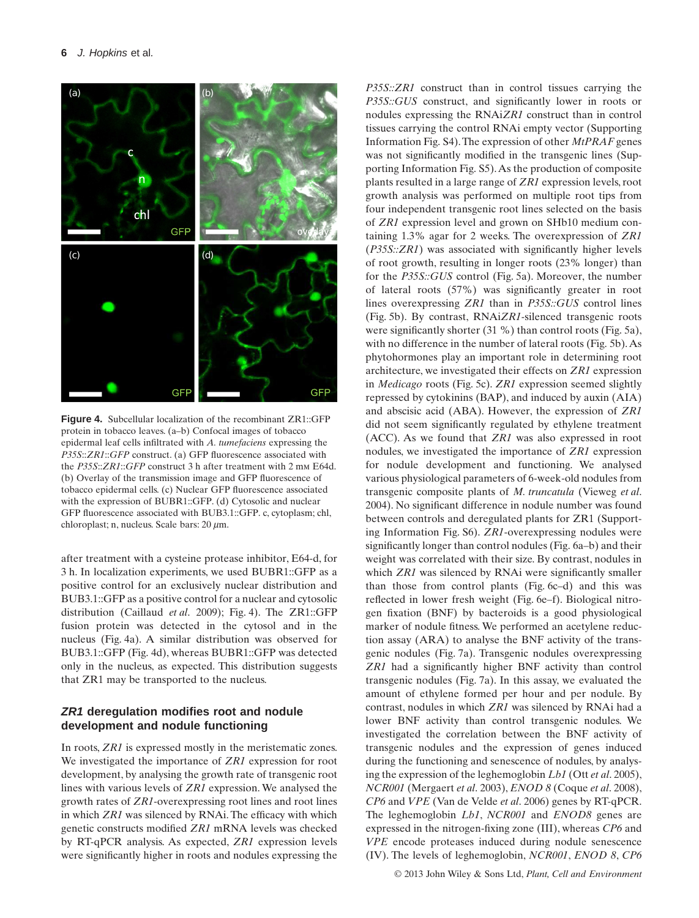**Figure 4.** Subcellular localization of the recombinant ZR1::GFP protein in tobacco leaves. (a–b) Confocal images of tobacco epidermal leaf cells infiltrated with *A. tumefaciens* expressing the *P35S::ZR1::GFP* construct. (a) GFP fluorescence associated with the *P35S::ZR1::GFP* construct 3 h after treatment with 2 mM E64d. (b) Overlay of the transmission image and GFP fluorescence of tobacco epidermal cells. (c) Nuclear GFP fluorescence associated with the expression of BUBR1::GFP. (d) Cytosolic and nuclear GFP fluorescence associated with BUB3.1::GFP. c, cytoplasm; chl, chloroplast; n, nucleus. Scale bars: 20 $\mu$m.

after treatment with a cysteine protease inhibitor, E64-d, for 3 h. In localization experiments, we used BUBR1::GFP as a positive control for an exclusively nuclear distribution and BUB3.1::GFP as a positive control for a nuclear and cytosolic distribution (Caillaud *et al*. 2009); Fig. 4). The ZR1::GFP fusion protein was detected in the cytosol and in the nucleus (Fig. 4a). A similar distribution was observed for BUB3.1::GFP (Fig. 4d), whereas BUBR1::GFP was detected only in the nucleus, as expected. This distribution suggests that ZR1 may be transported to the nucleus.

## *ZR1* deregulation modifies root and nodule development and nodule functioning

In roots, *ZR1* is expressed mostly in the meristematic zones. We investigated the importance of *ZR1* expression for root development, by analysing the growth rate of transgenic root lines with various levels of *ZR1* expression. We analysed the growth rates of *ZR1*-overexpressing root lines and root lines in which *ZR1* was silenced by RNAi. The efficacy with which genetic constructs modified *ZR1* mRNA levels was checked by RT-qPCR analysis. As expected, *ZR1* expression levels were significantly higher in roots and nodules expressing the *P35S::ZR1* construct than in control tissues carrying the *P35S::GUS* construct, and significantly lower in roots or nodules expressing the RNAi*ZR1* construct than in control tissues carrying the control RNAi empty vector (Supporting Information Fig. S4). The expression of other *MtPRAF* genes was not significantly modified in the transgenic lines (Supporting Information Fig. S5). As the production of composite plants resulted in a large range of *ZR1* expression levels, root growth analysis was performed on multiple root tips from four independent transgenic root lines selected on the basis of *ZR1* expression level and grown on SHb10 medium containing 1.3% agar for 2 weeks. The overexpression of *ZR1* (*P35S::ZR1*) was associated with significantly higher levels of root growth, resulting in longer roots (23% longer) than for the *P35S::GUS* control (Fig. 5a). Moreover, the number of lateral roots (57%) was significantly greater in root lines overexpressing *ZR1* than in *P35S::GUS* control lines (Fig. 5b). By contrast, RNAi*ZR1*-silenced transgenic roots were significantly shorter (31 %) than control roots (Fig. 5a), with no difference in the number of lateral roots (Fig. 5b). As phytohormones play an important role in determining root architecture, we investigated their effects on *ZR1* expression in *Medicago* roots (Fig. 5c). *ZR1* expression seemed slightly repressed by cytokinins (BAP), and induced by auxin (AIA) and abscisic acid (ABA). However, the expression of *ZR1* did not seem significantly regulated by ethylene treatment (ACC). As we found that *ZR1* was also expressed in root nodules, we investigated the importance of *ZR1* expression for nodule development and functioning. We analysed various physiological parameters of 6-week-old nodules from transgenic composite plants of *M. truncatula* (Vieweg *et al*. 2004). No significant difference in nodule number was found between controls and deregulated plants for ZR1 (Supporting Information Fig. S6). *ZR1*-overexpressing nodules were significantly longer than control nodules (Fig. 6a–b) and their weight was correlated with their size. By contrast, nodules in which *ZR1* was silenced by RNAi were significantly smaller than those from control plants (Fig. 6c–d) and this was reflected in lower fresh weight (Fig. 6e–f). Biological nitrogen fixation (BNF) by bacteroids is a good physiological marker of nodule fitness. We performed an acetylene reduction assay (ARA) to analyse the BNF activity of the transgenic nodules (Fig. 7a). Transgenic nodules overexpressing *ZR1* had a significantly higher BNF activity than control transgenic nodules (Fig. 7a). In this assay, we evaluated the amount of ethylene formed per hour and per nodule. By contrast, nodules in which *ZR1* was silenced by RNAi had a lower BNF activity than control transgenic nodules. We investigated the correlation between the BNF activity of transgenic nodules and the expression of genes induced during the functioning and senescence of nodules, by analysing the expression of the leghemoglobin *Lb1* (Ott *et al*. 2005), *NCR001* (Mergaert *et al*. 2003), *ENOD 8* (Coque *et al*. 2008), *CP6* and *VPE* (Van de Velde *et al*. 2006) genes by RT-qPCR. The leghemoglobin *Lb1*, *NCR001* and *ENOD8* genes are expressed in the nitrogen-fixing zone (III), whereas *CP6* and *VPE* encode proteases induced during nodule senescence (IV). The levels of leghemoglobin, *NCR001*, *ENOD 8*, *CP6*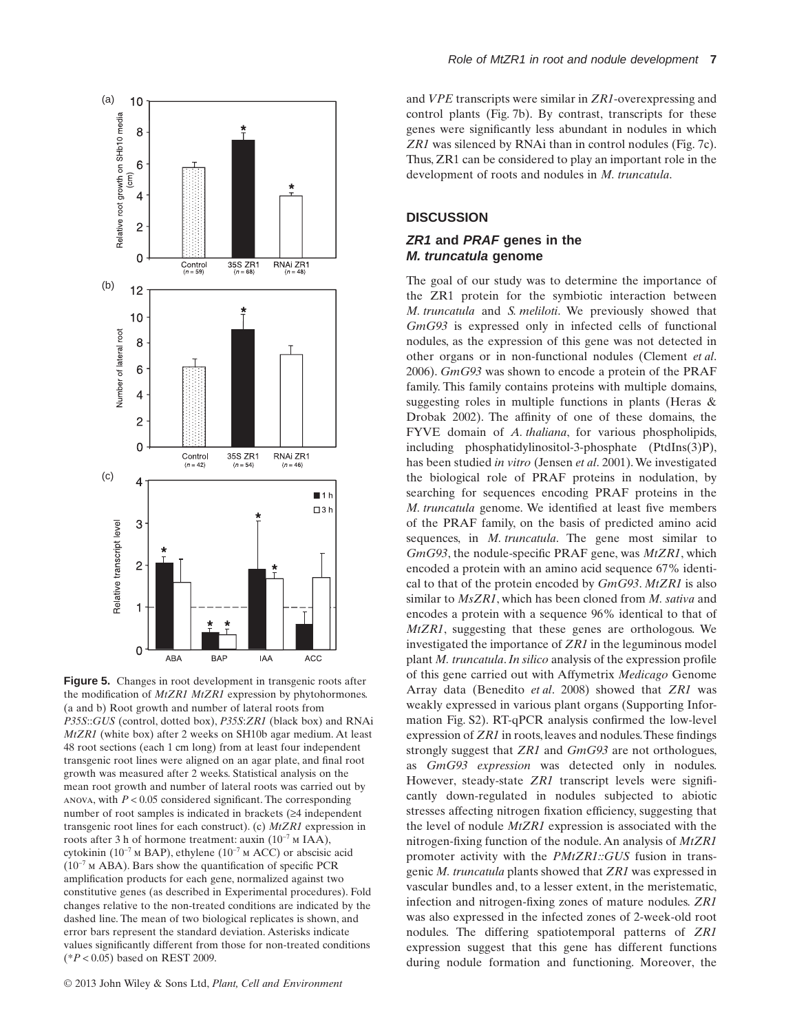**Figure 5.** Changes in root development in transgenic roots after the modification of *MtZR1 MtZR1* expression by phytohormones. (a and b) Root growth and number of lateral roots from *P35S::GUS* (control, dotted box), *P35S:ZR1* (black box) and RNAi *MtZR1* (white box) after 2 weeks on SH10b agar medium. At least 48 root sections (each 1 cm long) from at least four independent transgenic root lines were aligned on an agar plate, and final root growth was measured after 2 weeks. Statistical analysis on the mean root growth and number of lateral roots was carried out by ANOVA, with $P < 0.05$ considered significant. The corresponding number of root samples is indicated in brackets (≥4 independent transgenic root lines for each construct). (c) *MtZR1* expression in roots after 3 h of hormone treatment: auxin ($10^{-7}$ M IAA), cytokinin ($10^{-7}$ M BAP), ethylene ($10^{-7}$ M ACC) or abscisic acid ($10^{-7}$ M ABA). Bars show the quantification of specific PCR amplification products for each gene, normalized against two constitutive genes (as described in Experimental procedures). Fold changes relative to the non-treated conditions are indicated by the dashed line. The mean of two biological replicates is shown, and error bars represent the standard deviation. Asterisks indicate values significantly different from those for non-treated conditions (*$P < 0.05$) based on REST 2009.

and *VPE* transcripts were similar in *ZR1*-overexpressing and control plants (Fig. 7b). By contrast, transcripts for these genes were significantly less abundant in nodules in which *ZR1* was silenced by RNAi than in control nodules (Fig. 7c). Thus, ZR1 can be considered to play an important role in the development of roots and nodules in *M. truncatula*.

## DISCUSSION

### *ZR1* and *PRAF* genes in the *M. truncatula* genome

The goal of our study was to determine the importance of the ZR1 protein for the symbiotic interaction between *M. truncatula* and *S. meliloti*. We previously showed that *GmG93* is expressed only in infected cells of functional nodules, as the expression of this gene was not detected in other organs or in non-functional nodules (Clement *et al*. 2006). *GmG93* was shown to encode a protein of the PRAF family. This family contains proteins with multiple domains, suggesting roles in multiple functions in plants (Heras & Drobak 2002). The affinity of one of these domains, the FYVE domain of *A. thaliana*, for various phospholipids, including phosphatidylinositol-3-phosphate (PtdIns(3)P), has been studied *in vitro* (Jensen *et al*. 2001). We investigated the biological role of PRAF proteins in nodulation, by searching for sequences encoding PRAF proteins in the *M. truncatula* genome. We identified at least five members of the PRAF family, on the basis of predicted amino acid sequences, in *M. truncatula*. The gene most similar to *GmG93*, the nodule-specific PRAF gene, was *MtZR1*, which encoded a protein with an amino acid sequence 67% identical to that of the protein encoded by *GmG93*. *MtZR1* is also similar to *MsZR1*, which has been cloned from *M. sativa* and encodes a protein with a sequence 96% identical to that of *MtZR1*, suggesting that these genes are orthologous. We investigated the importance of *ZR1* in the leguminous model plant *M. truncatula*. *In silico* analysis of the expression profile of this gene carried out with Affymetrix *Medicago* Genome Array data (Benedito *et al*. 2008) showed that *ZR1* was weakly expressed in various plant organs (Supporting Information Fig. S2). RT-qPCR analysis confirmed the low-level expression of *ZR1* in roots, leaves and nodules. These findings strongly suggest that *ZR1* and *GmG93* are not orthologues, as *GmG93 expression* was detected only in nodules. However, steady-state *ZR1* transcript levels were significantly down-regulated in nodules subjected to abiotic stresses affecting nitrogen fixation efficiency, suggesting that the level of nodule *MtZR1* expression is associated with the nitrogen-fixing function of the nodule. An analysis of *MtZR1* promoter activity with the *PMtZR1::GUS* fusion in transgenic *M. truncatula* plants showed that *ZR1* was expressed in vascular bundles and, to a lesser extent, in the meristematic, infection and nitrogen-fixing zones of mature nodules. *ZR1* was also expressed in the infected zones of 2-week-old root nodules. The differing spatiotemporal patterns of *ZR1* expression suggest that this gene has different functions during nodule formation and functioning. Moreover, the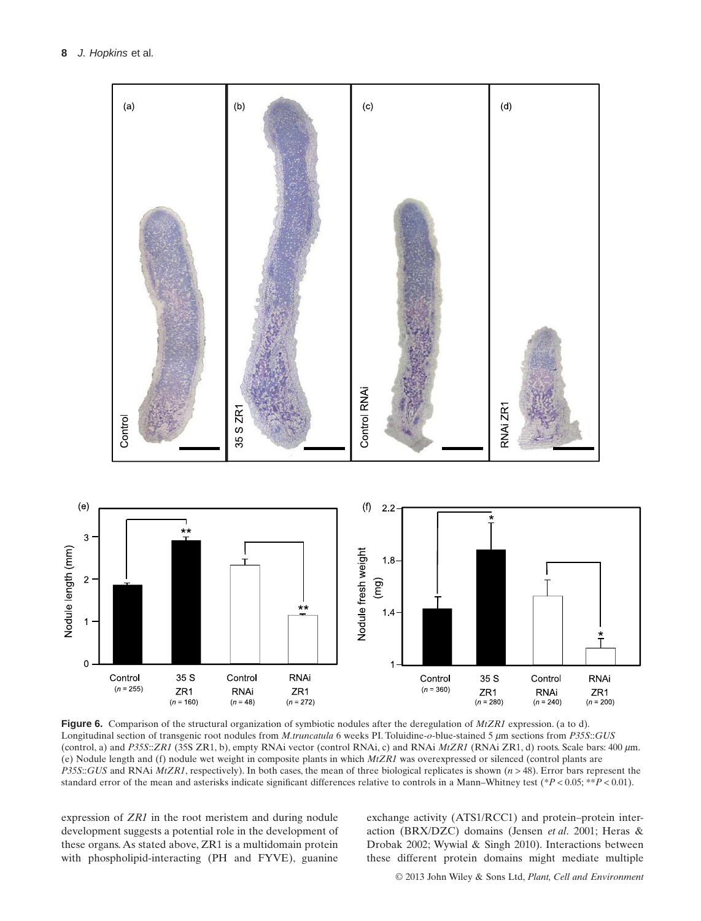**Figure 6.** Comparison of the structural organization of symbiotic nodules after the deregulation of *MtZR1* expression. (a to d). Longitudinal section of transgenic root nodules from *M.truncatula* 6 weeks PI. Toluidine-*o*-blue-stained 5 $\mu$m sections from *P35S*::*GUS* (control, a) and *P35S*::*ZR1* (35S ZR1, b), empty RNAi vector (control RNAi, c) and RNAi *MtZR1* (RNAi ZR1, d) roots. Scale bars: 400 $\mu$m. (e) Nodule length and (f) nodule wet weight in composite plants in which *MtZR1* was overexpressed or silenced (control plants are *P35S*::*GUS* and RNAi *MtZR1*, respectively). In both cases, the mean of three biological replicates is shown ($n > 48$). Error bars represent the standard error of the mean and asterisks indicate significant differences relative to controls in a Mann–Whitney test (*$P < 0.05$; **$P < 0.01$).

expression of *ZR1* in the root meristem and during nodule development suggests a potential role in the development of these organs. As stated above, ZR1 is a multidomain protein with phospholipid-interacting (PH and FYVE), guanine exchange activity (ATS1/RCC1) and protein–protein interaction (BRX/DZC) domains (Jensen *et al*. 2001; Heras & Drobak 2002; Wywial & Singh 2010). Interactions between these different protein domains might mediate multiple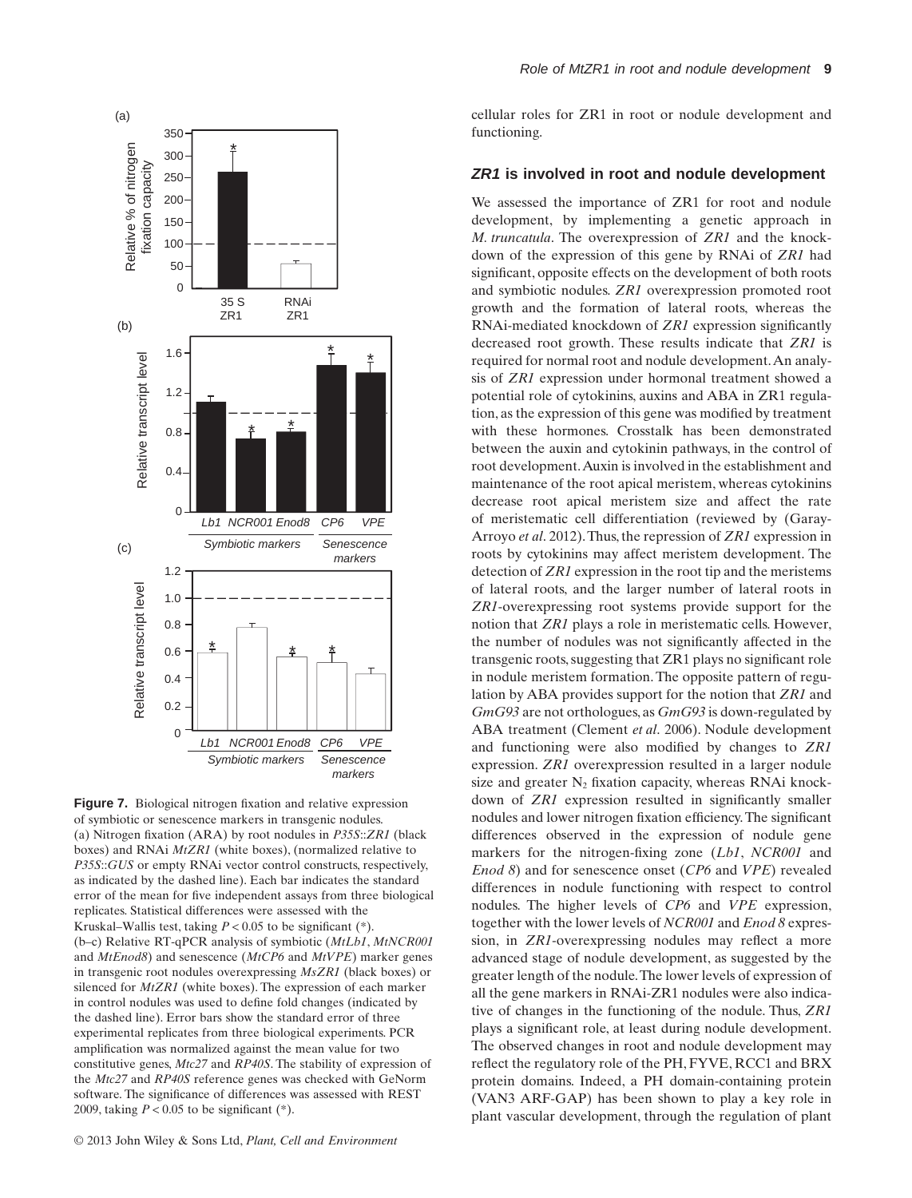**Figure 7.** Biological nitrogen fixation and relative expression of symbiotic or senescence markers in transgenic nodules. (a) Nitrogen fixation (ARA) by root nodules in *P35S*::*ZR1* (black boxes) and RNAi *MtZR1* (white boxes), (normalized relative to *P35S*::*GUS* or empty RNAi vector control constructs, respectively, as indicated by the dashed line). Each bar indicates the standard error of the mean for five independent assays from three biological replicates. Statistical differences were assessed with the Kruskal–Wallis test, taking $P < 0.05$ to be significant (*). (b–c) Relative RT-qPCR analysis of symbiotic (*MtLb1*, *MtNCR001* and *MtEnod8*) and senescence (*MtCP6* and *MtVPE*) marker genes in transgenic root nodules overexpressing *MsZR1* (black boxes) or silenced for *MtZR1* (white boxes). The expression of each marker in control nodules was used to define fold changes (indicated by the dashed line). Error bars show the standard error of three experimental replicates from three biological experiments. PCR amplification was normalized against the mean value for two constitutive genes, *Mtc27* and *RP40S*. The stability of expression of the *Mtc27* and *RP40S* reference genes was checked with GeNorm software. The significance of differences was assessed with REST 2009, taking $P < 0.05$ to be significant (*).

cellular roles for ZR1 in root or nodule development and functioning.

## *ZR1* is involved in root and nodule development

We assessed the importance of ZR1 for root and nodule development, by implementing a genetic approach in *M. truncatula*. The overexpression of *ZR1* and the knockdown of the expression of this gene by RNAi of *ZR1* had significant, opposite effects on the development of both roots and symbiotic nodules. *ZR1* overexpression promoted root growth and the formation of lateral roots, whereas the RNAi-mediated knockdown of *ZR1* expression significantly decreased root growth. These results indicate that *ZR1* is required for normal root and nodule development. An analysis of *ZR1* expression under hormonal treatment showed a potential role of cytokinins, auxins and ABA in ZR1 regulation, as the expression of this gene was modified by treatment with these hormones. Crosstalk has been demonstrated between the auxin and cytokinin pathways, in the control of root development. Auxin is involved in the establishment and maintenance of the root apical meristem, whereas cytokinins decrease root apical meristem size and affect the rate of meristematic cell differentiation (reviewed by (Garay-Arroyo *et al*. 2012). Thus, the repression of *ZR1* expression in roots by cytokinins may affect meristem development. The detection of *ZR1* expression in the root tip and the meristems of lateral roots, and the larger number of lateral roots in *ZR1*-overexpressing root systems provide support for the notion that *ZR1* plays a role in meristematic cells. However, the number of nodules was not significantly affected in the transgenic roots, suggesting that ZR1 plays no significant role in nodule meristem formation. The opposite pattern of regulation by ABA provides support for the notion that *ZR1* and *GmG93* are not orthologues, as *GmG93* is down-regulated by ABA treatment (Clement *et al*. 2006). Nodule development and functioning were also modified by changes to *ZR1* expression. *ZR1* overexpression resulted in a larger nodule size and greater $N_2$ fixation capacity, whereas RNAi knockdown of *ZR1* expression resulted in significantly smaller nodules and lower nitrogen fixation efficiency. The significant differences observed in the expression of nodule gene markers for the nitrogen-fixing zone (*Lb1*, *NCR001* and *Enod 8*) and for senescence onset (*CP6* and *VPE*) revealed differences in nodule functioning with respect to control nodules. The higher levels of *CP6* and *VPE* expression, together with the lower levels of *NCR001* and *Enod 8* expression, in *ZR1*-overexpressing nodules may reflect a more advanced stage of nodule development, as suggested by the greater length of the nodule. The lower levels of expression of all the gene markers in RNAi-ZR1 nodules were also indicative of changes in the functioning of the nodule. Thus, *ZR1* plays a significant role, at least during nodule development. The observed changes in root and nodule development may reflect the regulatory role of the PH, FYVE, RCC1 and BRX protein domains. Indeed, a PH domain-containing protein (VAN3 ARF-GAP) has been shown to play a key role in plant vascular development, through the regulation of plant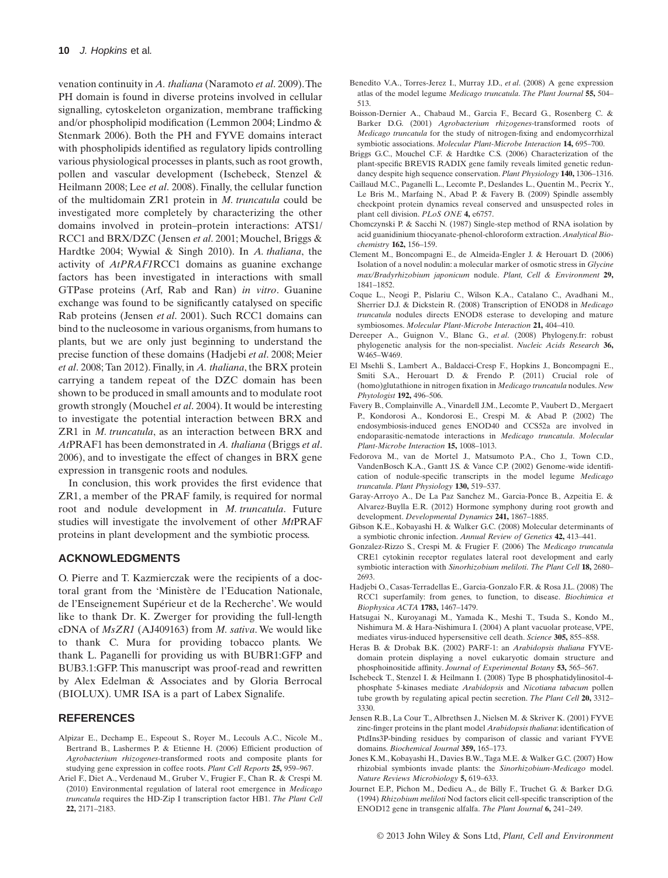venation continuity in *A. thaliana* (Naramoto *et al*. 2009). The PH domain is found in diverse proteins involved in cellular signalling, cytoskeleton organization, membrane trafficking and/or phospholipid modification (Lemmon 2004; Lindmo & Stenmark 2006). Both the PH and FYVE domains interact with phospholipids identified as regulatory lipids controlling various physiological processes in plants, such as root growth, pollen and vascular development (Ischebeck, Stenzel & Heilmann 2008; Lee *et al*. 2008). Finally, the cellular function of the multidomain ZR1 protein in *M. truncatula* could be investigated more completely by characterizing the other domains involved in protein–protein interactions: ATS1/RCC1 and BRX/DZC (Jensen *et al*. 2001; Mouchel, Briggs & Hardtke 2004; Wywial & Singh 2010). In *A. thaliana*, the activity of *AtPRAF1*RCC1 domains as guanine exchange factors has been investigated in interactions with small GTPase proteins (Arf, Rab and Ran) *in vitro*. Guanine exchange was found to be significantly catalysed on specific Rab proteins (Jensen *et al*. 2001). Such RCC1 domains can bind to the nucleosome in various organisms, from humans to plants, but we are only just beginning to understand the precise function of these domains (Hadjebi *et al*. 2008; Meier *et al*. 2008; Tan 2012). Finally, in *A. thaliana*, the BRX protein carrying a tandem repeat of the DZC domain has been shown to be produced in small amounts and to modulate root growth strongly (Mouchel *et al*. 2004). It would be interesting to investigate the potential interaction between BRX and ZR1 in *M. truncatula*, as an interaction between BRX and *At*PRAF1 has been demonstrated in *A. thaliana* (Briggs *et al*. 2006), and to investigate the effect of changes in BRX gene expression in transgenic roots and nodules.

In conclusion, this work provides the first evidence that ZR1, a member of the PRAF family, is required for normal root and nodule development in *M. truncatula*. Future studies will investigate the involvement of other *Mt*PRAF proteins in plant development and the symbiotic process.

## ACKNOWLEDGMENTS

O. Pierre and T. Kazmierczak were the recipients of a doctoral grant from the 'Ministère de l'Education Nationale, de l'Enseignement Supérieur et de la Recherche'. We would like to thank Dr. K. Zwerger for providing the full-length cDNA of *MsZR1* (AJ409163) from *M. sativa*. We would like to thank C. Mura for providing tobacco plants. We thank L. Paganelli for providing us with BUBR1:GFP and BUB3.1:GFP. This manuscript was proof-read and rewritten by Alex Edelman & Associates and by Gloria Berrocal (BIOLUX). UMR ISA is a part of Labex Signalife.

## REFERENCES

Alpizar E., Dechamp E., Espeout S., Royer M., Lecouls A.C., Nicole M., Bertrand B., Lashermes P. & Etienne H. (2006) Efficient production of *Agrobacterium rhizogenes*-transformed roots and composite plants for studying gene expression in coffee roots. *Plant Cell Reports* **25,** 959–967.

Ariel F., Diet A., Verdenaud M., Gruber V., Frugier F., Chan R. & Crespi M. (2010) Environmental regulation of lateral root emergence in *Medicago truncatula* requires the HD-Zip I transcription factor HB1. *The Plant Cell* **22,** 2171–2183.

Benedito V.A., Torres-Jerez I., Murray J.D., *et al*. (2008) A gene expression atlas of the model legume *Medicago truncatula*. *The Plant Journal* **55,** 504–513.

Boisson-Dernier A., Chabaud M., Garcia F., Becard G., Rosenberg C. & Barker D.G. (2001) *Agrobacterium rhizogenes*-transformed roots of *Medicago truncatula* for the study of nitrogen-fixing and endomycorrhizal symbiotic associations. *Molecular Plant-Microbe Interaction* **14,** 695–700.

Briggs G.C., Mouchel C.F. & Hardtke C.S. (2006) Characterization of the plant-specific BREVIS RADIX gene family reveals limited genetic redundancy despite high sequence conservation. *Plant Physiology* **140,** 1306–1316.

Caillaud M.C., Paganelli L., Lecomte P., Deslandes L., Quentin M., Pecrix Y., Le Bris M., Marfaing N., Abad P. & Favery B. (2009) Spindle assembly checkpoint protein dynamics reveal conserved and unsuspected roles in plant cell division. *PLoS ONE* **4,** e6757.

Chomczynski P. & Sacchi N. (1987) Single-step method of RNA isolation by acid guanidinium thiocyanate-phenol-chloroform extraction. *Analytical Biochemistry* **162,** 156–159.

Clement M., Boncompagni E., de Almeida-Engler J. & Herouart D. (2006) Isolation of a novel nodulin: a molecular marker of osmotic stress in *Glycine max/Bradyrhizobium japonicum* nodule. *Plant, Cell & Environment* **29,** 1841–1852.

Coque L., Neogi P., Pislariu C., Wilson K.A., Catalano C., Avadhani M., Sherrier D.J. & Dickstein R. (2008) Transcription of ENOD8 in *Medicago truncatula* nodules directs ENOD8 esterase to developing and mature symbiosomes. *Molecular Plant-Microbe Interaction* **21,** 404–410.

Dereeper A., Guignon V., Blanc G., *et al*. (2008) Phylogeny.fr: robust phylogenetic analysis for the non-specialist. *Nucleic Acids Research* **36,** W465–W469.

El Msehli S., Lambert A., Baldacci-Cresp F., Hopkins J., Boncompagni E., Smiti S.A., Herouart D. & Frendo P. (2011) Crucial role of (homo)glutathione in nitrogen fixation in *Medicago truncatula* nodules. *New Phytologist* **192,** 496–506.

Favery B., Complainville A., Vinardell J.M., Lecomte P., Vaubert D., Mergaert P., Kondorosi A., Kondorosi E., Crespi M. & Abad P. (2002) The endosymbiosis-induced genes ENOD40 and CCS52a are involved in endoparasitic-nematode interactions in *Medicago truncatula*. *Molecular Plant-Microbe Interaction* **15,** 1008–1013.

Fedorova M., van de Mortel J., Matsumoto P.A., Cho J., Town C.D., VandenBosch K.A., Gantt J.S. & Vance C.P. (2002) Genome-wide identification of nodule-specific transcripts in the model legume *Medicago truncatula*. *Plant Physiology* **130,** 519–537.

Garay-Arroyo A., De La Paz Sanchez M., Garcia-Ponce B., Azpeitia E. & Alvarez-Buylla E.R. (2012) Hormone symphony during root growth and development. *Developmental Dynamics* **241,** 1867–1885.

Gibson K.E., Kobayashi H. & Walker G.C. (2008) Molecular determinants of a symbiotic chronic infection. *Annual Review of Genetics* **42,** 413–441.

Gonzalez-Rizzo S., Crespi M. & Frugier F. (2006) The *Medicago truncatula* CRE1 cytokinin receptor regulates lateral root development and early symbiotic interaction with *Sinorhizobium meliloti*. *The Plant Cell* **18,** 2680–2693.

Hadjebi O., Casas-Terradellas E., Garcia-Gonzalo F.R. & Rosa J.L. (2008) The RCC1 superfamily: from genes, to function, to disease. *Biochimica et Biophysica ACTA* **1783,** 1467–1479.

Hatsugai N., Kuroyanagi M., Yamada K., Meshi T., Tsuda S., Kondo M., Nishimura M. & Hara-Nishimura I. (2004) A plant vacuolar protease, VPE, mediates virus-induced hypersensitive cell death. *Science* **305,** 855–858.

Heras B. & Drobak B.K. (2002) PARF-1: an *Arabidopsis thaliana* FYVE-domain protein displaying a novel eukaryotic domain structure and phosphoinositide affinity. *Journal of Experimental Botany* **53,** 565–567.

Ischebeck T., Stenzel I. & Heilmann I. (2008) Type B phosphatidylinositol-4-phosphate 5-kinases mediate *Arabidopsis* and *Nicotiana tabacum* pollen tube growth by regulating apical pectin secretion. *The Plant Cell* **20,** 3312–3330.

Jensen R.B., La Cour T., Albrethsen J., Nielsen M. & Skriver K. (2001) FYVE zinc-finger proteins in the plant model *Arabidopsis thaliana*: identification of PtdIns3P-binding residues by comparison of classic and variant FYVE domains. *Biochemical Journal* **359,** 165–173.

Jones K.M., Kobayashi H., Davies B.W., Taga M.E. & Walker G.C. (2007) How rhizobial symbionts invade plants: the *Sinorhizobium-Medicago* model. *Nature Reviews Microbiology* **5,** 619–633.

Journet E.P., Pichon M., Dedieu A., de Billy F., Truchet G. & Barker D.G. (1994) *Rhizobium meliloti* Nod factors elicit cell-specific transcription of the ENOD12 gene in transgenic alfalfa. *The Plant Journal* **6,** 241–249.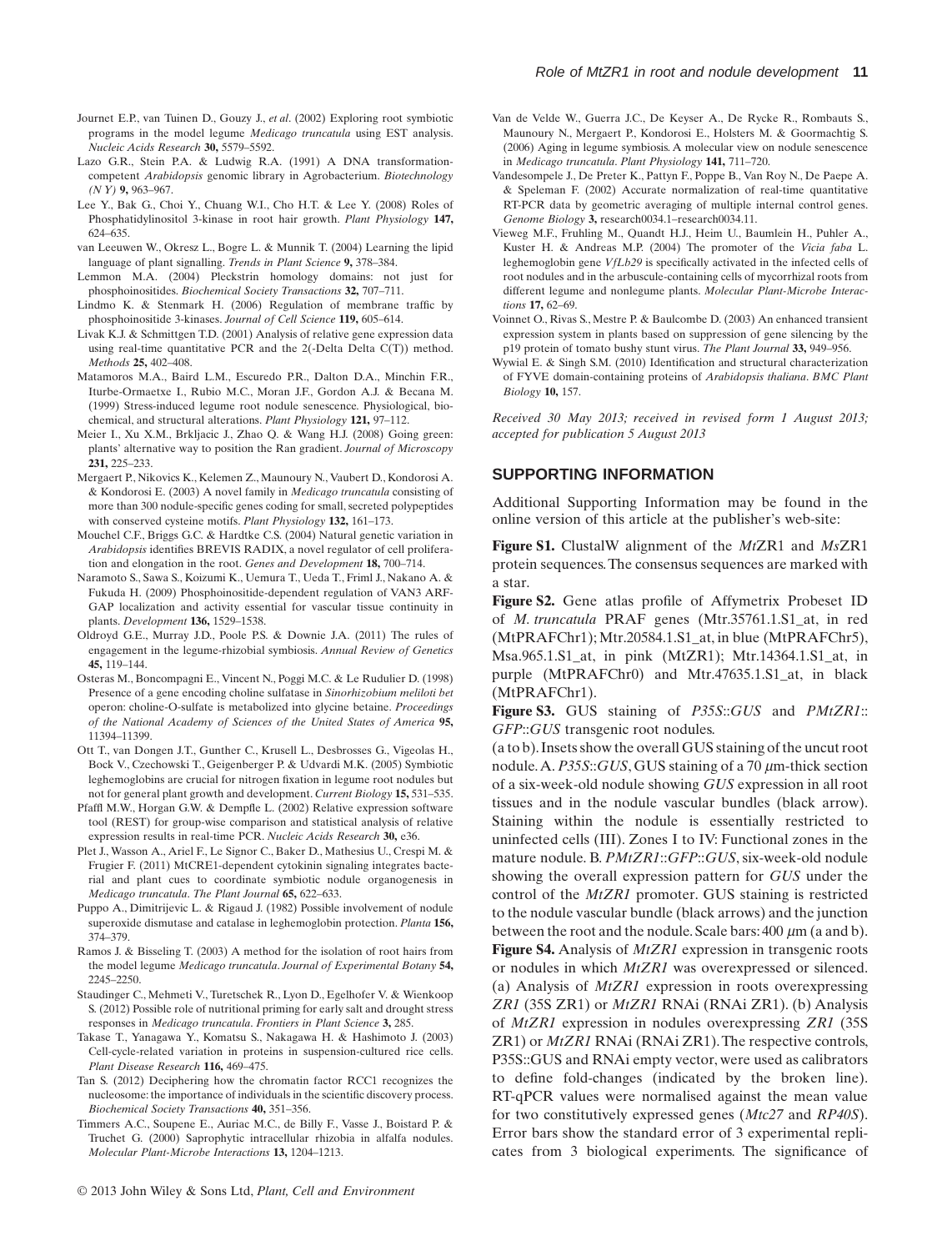Journet E.P., van Tuinen D., Gouzy J., *et al*. (2002) Exploring root symbiotic programs in the model legume *Medicago truncatula* using EST analysis. *Nucleic Acids Research* **30,** 5579–5592.

Lazo G.R., Stein P.A. & Ludwig R.A. (1991) A DNA transformation-competent *Arabidopsis* genomic library in Agrobacterium. *Biotechnology (N Y)* **9,** 963–967.

Lee Y., Bak G., Choi Y., Chuang W.I., Cho H.T. & Lee Y. (2008) Roles of Phosphatidylinositol 3-kinase in root hair growth. *Plant Physiology* **147,** 624–635.

van Leeuwen W., Okresz L., Bogre L. & Munnik T. (2004) Learning the lipid language of plant signalling. *Trends in Plant Science* **9,** 378–384.

Lemmon M.A. (2004) Pleckstrin homology domains: not just for phosphoinositides. *Biochemical Society Transactions* **32,** 707–711.

Lindmo K. & Stenmark H. (2006) Regulation of membrane traffic by phosphoinositide 3-kinases. *Journal of Cell Science* **119,** 605–614.

Livak K.J. & Schmittgen T.D. (2001) Analysis of relative gene expression data using real-time quantitative PCR and the 2(-Delta Delta C(T)) method. *Methods* **25,** 402–408.

Matamoros M.A., Baird L.M., Escuredo P.R., Dalton D.A., Minchin F.R., Iturbe-Ormaetxe I., Rubio M.C., Moran J.F., Gordon A.J. & Becana M. (1999) Stress-induced legume root nodule senescence. Physiological, biochemical, and structural alterations. *Plant Physiology* **121,** 97–112.

Meier I., Xu X.M., Brkljacic J., Zhao Q. & Wang H.J. (2008) Going green: plants' alternative way to position the Ran gradient. *Journal of Microscopy* **231,** 225–233.

Mergaert P., Nikovics K., Kelemen Z., Maunoury N., Vaubert D., Kondorosi A. & Kondorosi E. (2003) A novel family in *Medicago truncatula* consisting of more than 300 nodule-specific genes coding for small, secreted polypeptides with conserved cysteine motifs. *Plant Physiology* **132,** 161–173.

Mouchel C.F., Briggs G.C. & Hardtke C.S. (2004) Natural genetic variation in *Arabidopsis* identifies BREVIS RADIX, a novel regulator of cell proliferation and elongation in the root. *Genes and Development* **18,** 700–714.

Naramoto S., Sawa S., Koizumi K., Uemura T., Ueda T., Friml J., Nakano A. & Fukuda H. (2009) Phosphoinositide-dependent regulation of VAN3 ARF-GAP localization and activity essential for vascular tissue continuity in plants. *Development* **136,** 1529–1538.

Oldroyd G.E., Murray J.D., Poole P.S. & Downie J.A. (2011) The rules of engagement in the legume-rhizobial symbiosis. *Annual Review of Genetics* **45,** 119–144.

Osteras M., Boncompagni E., Vincent N., Poggi M.C. & Le Rudulier D. (1998) Presence of a gene encoding choline sulfatase in *Sinorhizobium meliloti bet* operon: choline-O-sulfate is metabolized into glycine betaine. *Proceedings of the National Academy of Sciences of the United States of America* **95,** 11394–11399.

Ott T., van Dongen J.T., Gunther C., Krusell L., Desbrosses G., Vigeolas H., Bock V., Czechowski T., Geigenberger P. & Udvardi M.K. (2005) Symbiotic leghemoglobins are crucial for nitrogen fixation in legume root nodules but not for general plant growth and development. *Current Biology* **15,** 531–535.

Pfaffl M.W., Horgan G.W. & Dempfle L. (2002) Relative expression software tool (REST) for group-wise comparison and statistical analysis of relative expression results in real-time PCR. *Nucleic Acids Research* **30,** e36.

Plet J., Wasson A., Ariel F., Le Signor C., Baker D., Mathesius U., Crespi M. & Frugier F. (2011) MtCRE1-dependent cytokinin signaling integrates bacterial and plant cues to coordinate symbiotic nodule organogenesis in *Medicago truncatula*. *The Plant Journal* **65,** 622–633.

Puppo A., Dimitrijevic L. & Rigaud J. (1982) Possible involvement of nodule superoxide dismutase and catalase in leghemoglobin protection. *Planta* **156,** 374–379.

Ramos J. & Bisseling T. (2003) A method for the isolation of root hairs from the model legume *Medicago truncatula*. *Journal of Experimental Botany* **54,** 2245–2250.

Staudinger C., Mehmeti V., Turetschek R., Lyon D., Egelhofer V. & Wienkoop S. (2012) Possible role of nutritional priming for early salt and drought stress responses in *Medicago truncatula*. *Frontiers in Plant Science* **3,** 285.

Takase T., Yanagawa Y., Komatsu S., Nakagawa H. & Hashimoto J. (2003) Cell-cycle-related variation in proteins in suspension-cultured rice cells. *Plant Disease Research* **116,** 469–475.

Tan S. (2012) Deciphering how the chromatin factor RCC1 recognizes the nucleosome: the importance of individuals in the scientific discovery process. *Biochemical Society Transactions* **40,** 351–356.

Timmers A.C., Soupene E., Auriac M.C., de Billy F., Vasse J., Boistard P. & Truchet G. (2000) Saprophytic intracellular rhizobia in alfalfa nodules. *Molecular Plant-Microbe Interactions* **13,** 1204–1213.

Van de Velde W., Guerra J.C., De Keyser A., De Rycke R., Rombauts S., Maunoury N., Mergaert P., Kondorosi E., Holsters M. & Goormachtig S. (2006) Aging in legume symbiosis. A molecular view on nodule senescence in *Medicago truncatula*. *Plant Physiology* **141,** 711–720.

Vandesompele J., De Preter K., Pattyn F., Poppe B., Van Roy N., De Paepe A. & Speleman F. (2002) Accurate normalization of real-time quantitative RT-PCR data by geometric averaging of multiple internal control genes. *Genome Biology* **3,** research0034.1–research0034.11.

Vieweg M.F., Fruhling M., Quandt H.J., Heim U., Baumlein H., Puhler A., Kuster H. & Andreas M.P. (2004) The promoter of the *Vicia faba* L. leghemoglobin gene *VfLb29* is specifically activated in the infected cells of root nodules and in the arbuscule-containing cells of mycorrhizal roots from different legume and nonlegume plants. *Molecular Plant-Microbe Interactions* **17,** 62–69.

Voinnet O., Rivas S., Mestre P. & Baulcombe D. (2003) An enhanced transient expression system in plants based on suppression of gene silencing by the p19 protein of tomato bushy stunt virus. *The Plant Journal* **33,** 949–956.

Wywial E. & Singh S.M. (2010) Identification and structural characterization of FYVE domain-containing proteins of *Arabidopsis thaliana*. *BMC Plant Biology* **10,** 157.

*Received 30 May 2013; received in revised form 1 August 2013; accepted for publication 5 August 2013*

## SUPPORTING INFORMATION

Additional Supporting Information may be found in the online version of this article at the publisher's web-site:

**Figure S1.** ClustalW alignment of the *Mt*ZR1 and *Ms*ZR1 protein sequences. The consensus sequences are marked with a star.

**Figure S2.** Gene atlas profile of Affymetrix Probeset ID of *M. truncatula* PRAF genes (Mtr.35761.1.S1_at, in red (MtPRAFChr1); Mtr.20584.1.S1_at, in blue (MtPRAFChr5), Msa.965.1.S1_at, in pink (MtZR1); Mtr.14364.1.S1_at, in purple (MtPRAFChr0) and Mtr.47635.1.S1_at, in black (MtPRAFChr1).

**Figure S3.** GUS staining of *P35S*::*GUS* and *PMtZR1*::*GFP*::*GUS* transgenic root nodules.

(a to b). Insets show the overall GUS staining of the uncut root nodule. A. *P35S*::*GUS*, GUS staining of a 70 $\mu$m-thick section of a six-week-old nodule showing *GUS* expression in all root tissues and in the nodule vascular bundles (black arrow). Staining within the nodule is essentially restricted to uninfected cells (III). Zones I to IV: Functional zones in the mature nodule. B. *PMtZR1*::*GFP*::*GUS*, six-week-old nodule showing the overall expression pattern for *GUS* under the control of the *MtZR1* promoter. GUS staining is restricted to the nodule vascular bundle (black arrows) and the junction between the root and the nodule. Scale bars: 400 $\mu$m (a and b).

**Figure S4.** Analysis of *MtZR1* expression in transgenic roots or nodules in which *MtZR1* was overexpressed or silenced. (a) Analysis of *MtZR1* expression in roots overexpressing *ZR1* (35S ZR1) or *MtZR1* RNAi (RNAi ZR1). (b) Analysis of *MtZR1* expression in nodules overexpressing *ZR1* (35S ZR1) or *MtZR1* RNAi (RNAi ZR1). The respective controls, P35S::GUS and RNAi empty vector, were used as calibrators to define fold-changes (indicated by the broken line). RT-qPCR values were normalised against the mean value for two constitutively expressed genes (*Mtc27* and *RP40S*). Error bars show the standard error of 3 experimental replicates from 3 biological experiments. The significance of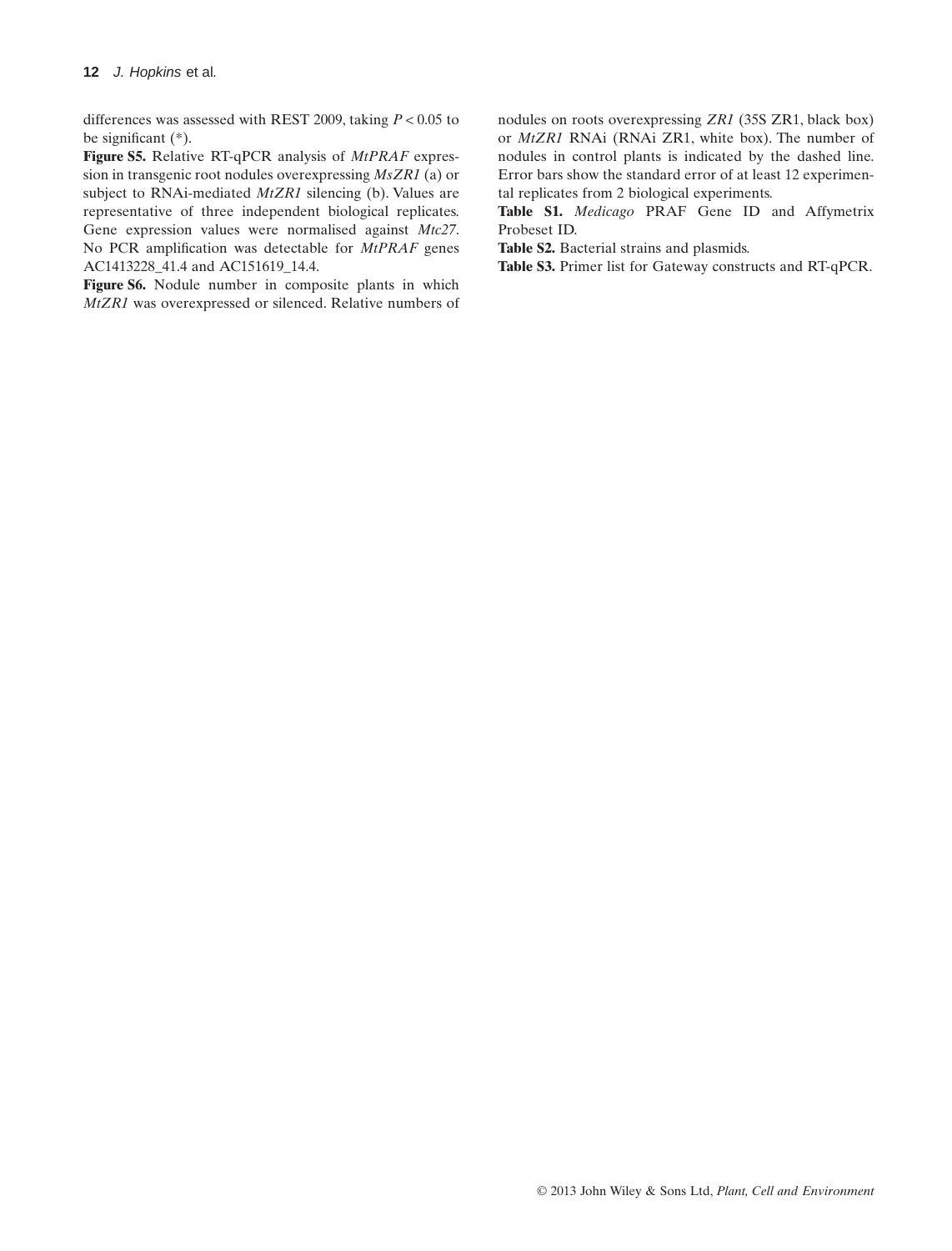differences was assessed with REST 2009, taking $P < 0.05$ to be significant (*).

**Figure S5.** Relative RT-qPCR analysis of *MtPRAF* expression in transgenic root nodules overexpressing *MsZR1* (a) or subject to RNAi-mediated *MtZR1* silencing (b). Values are representative of three independent biological replicates. Gene expression values were normalised against *Mtc27*. No PCR amplification was detectable for *MtPRAF* genes AC1413228_41.4 and AC151619_14.4.

**Figure S6.** Nodule number in composite plants in which *MtZR1* was overexpressed or silenced. Relative numbers of nodules on roots overexpressing *ZR1* (35S ZR1, black box) or *MtZR1* RNAi (RNAi ZR1, white box). The number of nodules in control plants is indicated by the dashed line. Error bars show the standard error of at least 12 experimental replicates from 2 biological experiments.

**Table S1.** *Medicago* PRAF Gene ID and Affymetrix Probeset ID.

**Table S2.** Bacterial strains and plasmids.

**Table S3.** Primer list for Gateway constructs and RT-qPCR.